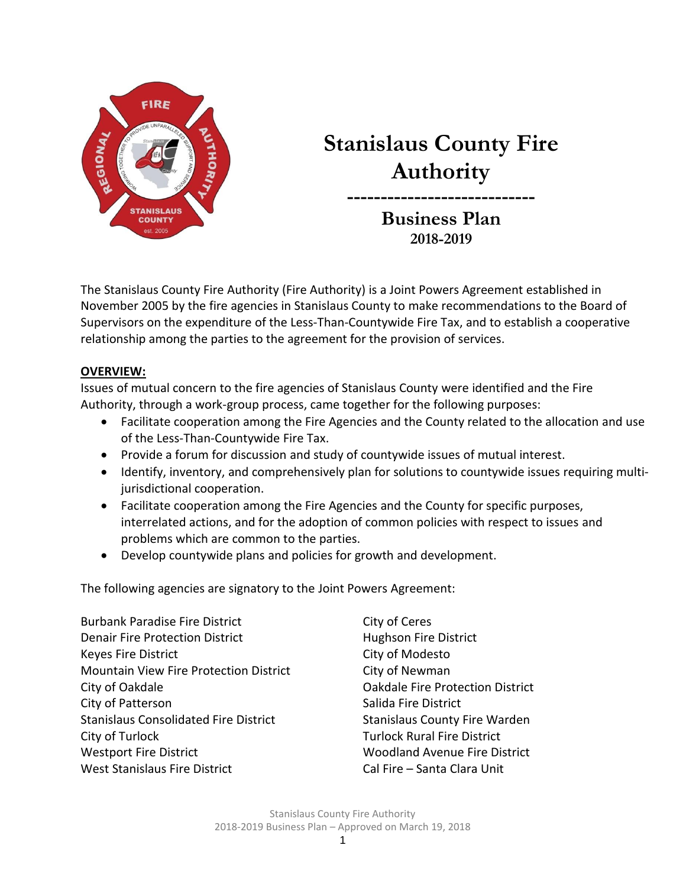# Stanislaus County Fire Authority

---

## Business Plan

### 2018-2019

The Stanislaus County Fire Authority (Fire Authority) is a Joint Powers Agreement established in November 2005 by the fire agencies in Stanislaus County to make recommendations to the Board of Supervisors on the expenditure of the Less-Than-Countywide Fire Tax, and to establish a cooperative relationship among the parties to the agreement for the provision of services.

**OVERVIEW:**

Issues of mutual concern to the fire agencies of Stanislaus County were identified and the Fire Authority, through a work-group process, came together for the following purposes:

- Facilitate cooperation among the Fire Agencies and the County related to the allocation and use of the Less-Than-Countywide Fire Tax.
- Provide a forum for discussion and study of countywide issues of mutual interest.
- Identify, inventory, and comprehensively plan for solutions to countywide issues requiring multi-jurisdictional cooperation.
- Facilitate cooperation among the Fire Agencies and the County for specific purposes, interrelated actions, and for the adoption of common policies with respect to issues and problems which are common to the parties.
- Develop countywide plans and policies for growth and development.

The following agencies are signatory to the Joint Powers Agreement:

Burbank Paradise Fire District
Denair Fire Protection District
Keyes Fire District
Mountain View Fire Protection District
City of Oakdale
City of Patterson
Stanislaus Consolidated Fire District
City of Turlock
Westport Fire District
West Stanislaus Fire District
City of Ceres
Hughson Fire District
City of Modesto
City of Newman
Oakdale Fire Protection District
Salida Fire District
Stanislaus County Fire Warden
Turlock Rural Fire District
Woodland Avenue Fire District
Cal Fire – Santa Clara Unit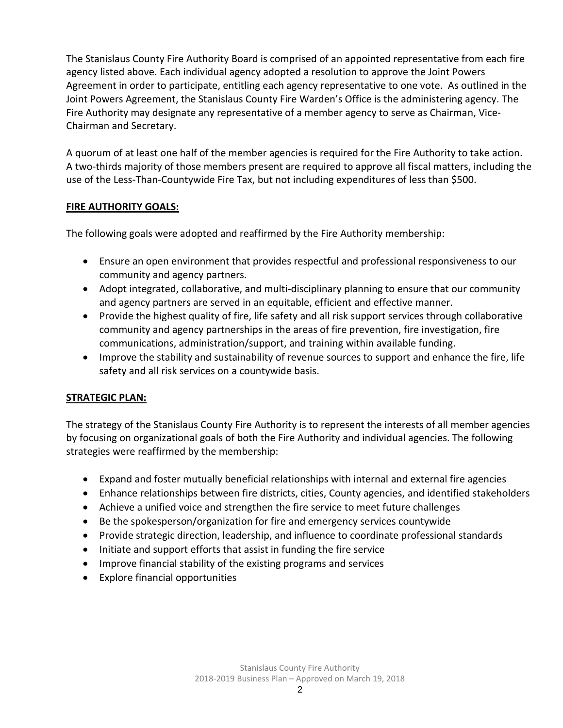The Stanislaus County Fire Authority Board is comprised of an appointed representative from each fire agency listed above. Each individual agency adopted a resolution to approve the Joint Powers Agreement in order to participate, entitling each agency representative to one vote. As outlined in the Joint Powers Agreement, the Stanislaus County Fire Warden's Office is the administering agency. The Fire Authority may designate any representative of a member agency to serve as Chairman, Vice-Chairman and Secretary.

A quorum of at least one half of the member agencies is required for the Fire Authority to take action. A two-thirds majority of those members present are required to approve all fiscal matters, including the use of the Less-Than-Countywide Fire Tax, but not including expenditures of less than $500.

## FIRE AUTHORITY GOALS:

The following goals were adopted and reaffirmed by the Fire Authority membership:

- Ensure an open environment that provides respectful and professional responsiveness to our community and agency partners.
- Adopt integrated, collaborative, and multi-disciplinary planning to ensure that our community and agency partners are served in an equitable, efficient and effective manner.
- Provide the highest quality of fire, life safety and all risk support services through collaborative community and agency partnerships in the areas of fire prevention, fire investigation, fire communications, administration/support, and training within available funding.
- Improve the stability and sustainability of revenue sources to support and enhance the fire, life safety and all risk services on a countywide basis.

## STRATEGIC PLAN:

The strategy of the Stanislaus County Fire Authority is to represent the interests of all member agencies by focusing on organizational goals of both the Fire Authority and individual agencies. The following strategies were reaffirmed by the membership:

- Expand and foster mutually beneficial relationships with internal and external fire agencies
- Enhance relationships between fire districts, cities, County agencies, and identified stakeholders
- Achieve a unified voice and strengthen the fire service to meet future challenges
- Be the spokesperson/organization for fire and emergency services countywide
- Provide strategic direction, leadership, and influence to coordinate professional standards
- Initiate and support efforts that assist in funding the fire service
- Improve financial stability of the existing programs and services
- Explore financial opportunities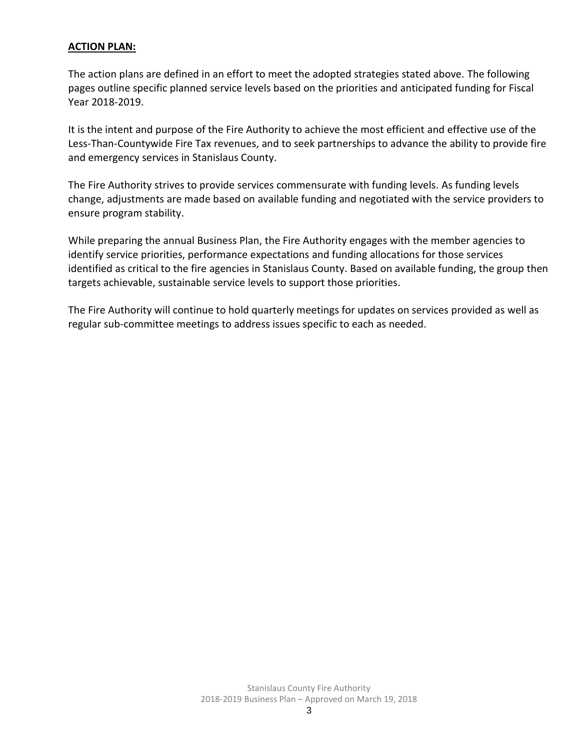**ACTION PLAN:**

The action plans are defined in an effort to meet the adopted strategies stated above. The following pages outline specific planned service levels based on the priorities and anticipated funding for Fiscal Year 2018-2019.

It is the intent and purpose of the Fire Authority to achieve the most efficient and effective use of the Less-Than-Countywide Fire Tax revenues, and to seek partnerships to advance the ability to provide fire and emergency services in Stanislaus County.

The Fire Authority strives to provide services commensurate with funding levels. As funding levels change, adjustments are made based on available funding and negotiated with the service providers to ensure program stability.

While preparing the annual Business Plan, the Fire Authority engages with the member agencies to identify service priorities, performance expectations and funding allocations for those services identified as critical to the fire agencies in Stanislaus County. Based on available funding, the group then targets achievable, sustainable service levels to support those priorities.

The Fire Authority will continue to hold quarterly meetings for updates on services provided as well as regular sub-committee meetings to address issues specific to each as needed.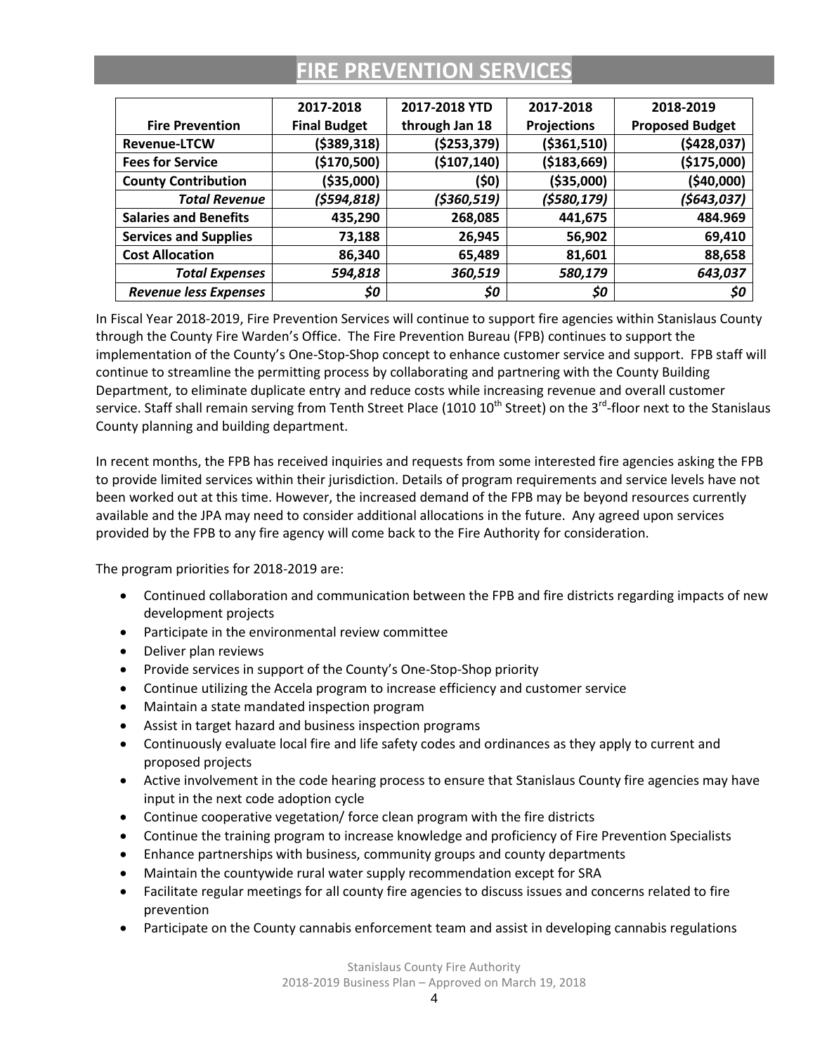# FIRE PREVENTION SERVICES

| Fire Prevention | 2017-2018 Final Budget | 2017-2018 YTD through Jan 18 | 2017-2018 Projections | 2018-2019 Proposed Budget |
|---|---|---|---|---|
| **Revenue-LTCW** | **($389,318)** | **($253,379)** | **($361,510)** | **($428,037)** |
| **Fees for Service** | **($170,500)** | **($107,140)** | **($183,669)** | **($175,000)** |
| **County Contribution** | **($35,000)** | **($0)** | **($35,000)** | **($40,000)** |
| ***Total Revenue*** | ***($594,818)*** | ***($360,519)*** | ***($580,179)*** | ***($643,037)*** |
| **Salaries and Benefits** | **435,290** | **268,085** | **441,675** | **484.969** |
| **Services and Supplies** | **73,188** | **26,945** | **56,902** | **69,410** |
| **Cost Allocation** | **86,340** | **65,489** | **81,601** | **88,658** |
| ***Total Expenses*** | ***594,818*** | ***360,519*** | ***580,179*** | ***643,037*** |
| ***Revenue less Expenses*** | ***$0*** | ***$0*** | ***$0*** | ***$0*** |

In Fiscal Year 2018-2019, Fire Prevention Services will continue to support fire agencies within Stanislaus County through the County Fire Warden's Office. The Fire Prevention Bureau (FPB) continues to support the implementation of the County's One-Stop-Shop concept to enhance customer service and support. FPB staff will continue to streamline the permitting process by collaborating and partnering with the County Building Department, to eliminate duplicate entry and reduce costs while increasing revenue and overall customer service. Staff shall remain serving from Tenth Street Place (1010 10th Street) on the 3rd-floor next to the Stanislaus County planning and building department.

In recent months, the FPB has received inquiries and requests from some interested fire agencies asking the FPB to provide limited services within their jurisdiction. Details of program requirements and service levels have not been worked out at this time. However, the increased demand of the FPB may be beyond resources currently available and the JPA may need to consider additional allocations in the future. Any agreed upon services provided by the FPB to any fire agency will come back to the Fire Authority for consideration.

The program priorities for 2018-2019 are:

- Continued collaboration and communication between the FPB and fire districts regarding impacts of new development projects
- Participate in the environmental review committee
- Deliver plan reviews
- Provide services in support of the County's One-Stop-Shop priority
- Continue utilizing the Accela program to increase efficiency and customer service
- Maintain a state mandated inspection program
- Assist in target hazard and business inspection programs
- Continuously evaluate local fire and life safety codes and ordinances as they apply to current and proposed projects
- Active involvement in the code hearing process to ensure that Stanislaus County fire agencies may have input in the next code adoption cycle
- Continue cooperative vegetation/ force clean program with the fire districts
- Continue the training program to increase knowledge and proficiency of Fire Prevention Specialists
- Enhance partnerships with business, community groups and county departments
- Maintain the countywide rural water supply recommendation except for SRA
- Facilitate regular meetings for all county fire agencies to discuss issues and concerns related to fire prevention
- Participate on the County cannabis enforcement team and assist in developing cannabis regulations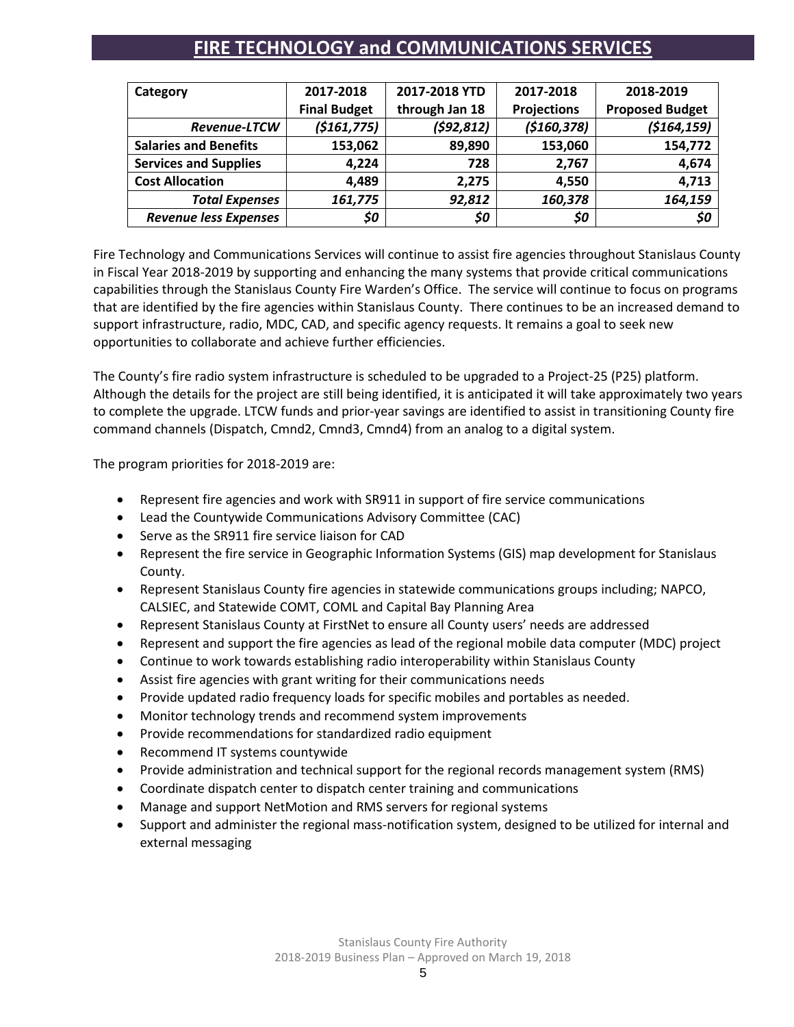# FIRE TECHNOLOGY and COMMUNICATIONS SERVICES

| Category | 2017-2018 Final Budget | 2017-2018 YTD through Jan 18 | 2017-2018 Projections | 2018-2019 Proposed Budget |
|---|---|---|---|---|
| ***Revenue-LTCW*** | ***($161,775)*** | ***($92,812)*** | ***($160,378)*** | ***($164,159)*** |
| **Salaries and Benefits** | **153,062** | **89,890** | **153,060** | **154,772** |
| **Services and Supplies** | **4,224** | **728** | **2,767** | **4,674** |
| **Cost Allocation** | **4,489** | **2,275** | **4,550** | **4,713** |
| ***Total Expenses*** | ***161,775*** | ***92,812*** | ***160,378*** | ***164,159*** |
| ***Revenue less Expenses*** | ***$0*** | ***$0*** | ***$0*** | ***$0*** |

Fire Technology and Communications Services will continue to assist fire agencies throughout Stanislaus County in Fiscal Year 2018-2019 by supporting and enhancing the many systems that provide critical communications capabilities through the Stanislaus County Fire Warden's Office. The service will continue to focus on programs that are identified by the fire agencies within Stanislaus County. There continues to be an increased demand to support infrastructure, radio, MDC, CAD, and specific agency requests. It remains a goal to seek new opportunities to collaborate and achieve further efficiencies.

The County's fire radio system infrastructure is scheduled to be upgraded to a Project-25 (P25) platform. Although the details for the project are still being identified, it is anticipated it will take approximately two years to complete the upgrade. LTCW funds and prior-year savings are identified to assist in transitioning County fire command channels (Dispatch, Cmnd2, Cmnd3, Cmnd4) from an analog to a digital system.

The program priorities for 2018-2019 are:

- Represent fire agencies and work with SR911 in support of fire service communications
- Lead the Countywide Communications Advisory Committee (CAC)
- Serve as the SR911 fire service liaison for CAD
- Represent the fire service in Geographic Information Systems (GIS) map development for Stanislaus County.
- Represent Stanislaus County fire agencies in statewide communications groups including; NAPCO, CALSIEC, and Statewide COMT, COML and Capital Bay Planning Area
- Represent Stanislaus County at FirstNet to ensure all County users' needs are addressed
- Represent and support the fire agencies as lead of the regional mobile data computer (MDC) project
- Continue to work towards establishing radio interoperability within Stanislaus County
- Assist fire agencies with grant writing for their communications needs
- Provide updated radio frequency loads for specific mobiles and portables as needed.
- Monitor technology trends and recommend system improvements
- Provide recommendations for standardized radio equipment
- Recommend IT systems countywide
- Provide administration and technical support for the regional records management system (RMS)
- Coordinate dispatch center to dispatch center training and communications
- Manage and support NetMotion and RMS servers for regional systems
- Support and administer the regional mass-notification system, designed to be utilized for internal and external messaging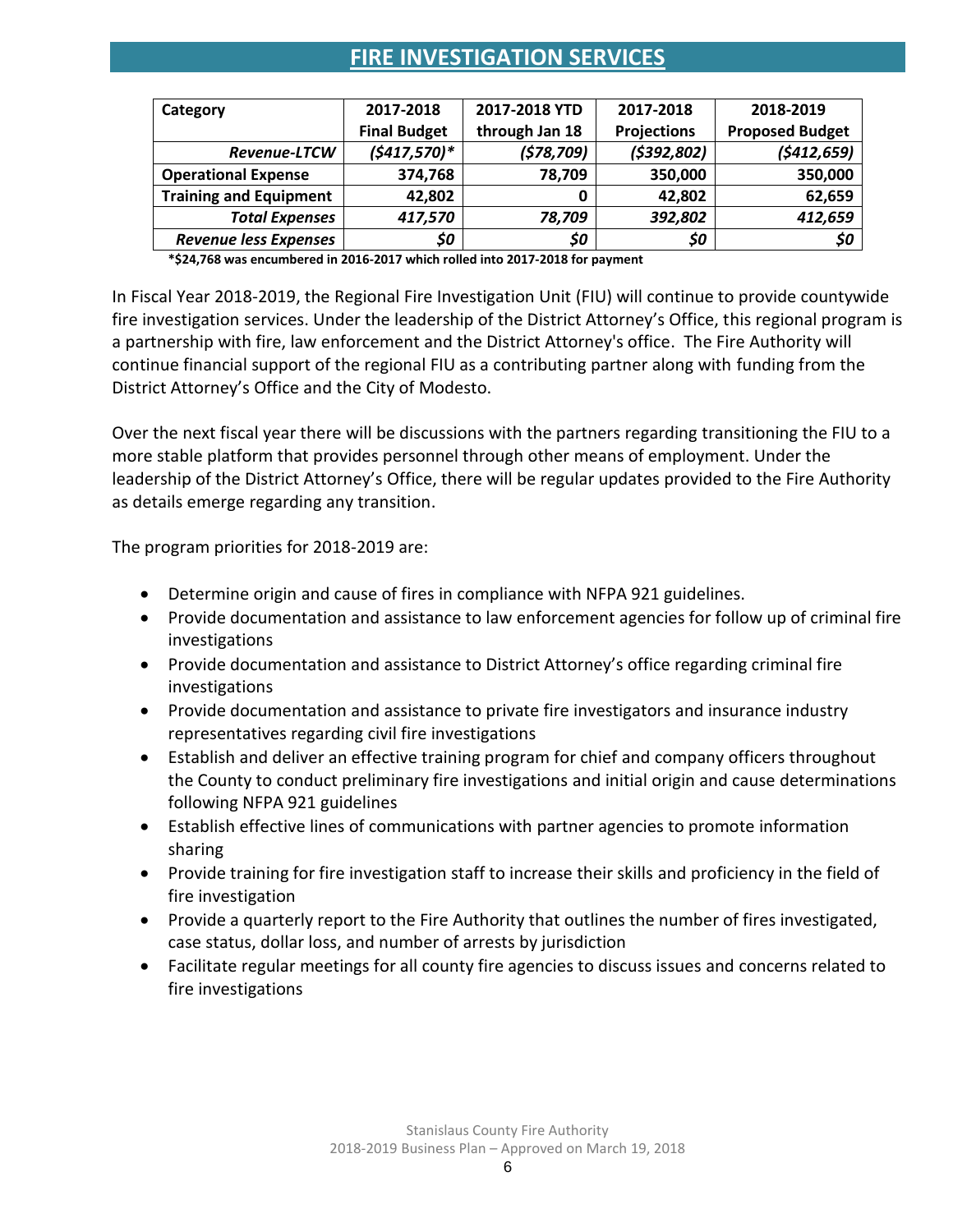# FIRE INVESTIGATION SERVICES

| Category | 2017-2018 Final Budget | 2017-2018 YTD through Jan 18 | 2017-2018 Projections | 2018-2019 Proposed Budget |
|---|---|---|---|---|
| ***Revenue-LTCW*** | ***($417,570)**** | ***($78,709)*** | ***($392,802)*** | ***($412,659)*** |
| **Operational Expense** | **374,768** | **78,709** | **350,000** | **350,000** |
| **Training and Equipment** | **42,802** | **0** | **42,802** | **62,659** |
| ***Total Expenses*** | ***417,570*** | ***78,709*** | ***392,802*** | ***412,659*** |
| ***Revenue less Expenses*** | ***$0*** | ***$0*** | ***$0*** | ***$0*** |

**\*$24,768 was encumbered in 2016-2017 which rolled into 2017-2018 for payment**

In Fiscal Year 2018-2019, the Regional Fire Investigation Unit (FIU) will continue to provide countywide fire investigation services. Under the leadership of the District Attorney's Office, this regional program is a partnership with fire, law enforcement and the District Attorney's office. The Fire Authority will continue financial support of the regional FIU as a contributing partner along with funding from the District Attorney's Office and the City of Modesto.

Over the next fiscal year there will be discussions with the partners regarding transitioning the FIU to a more stable platform that provides personnel through other means of employment. Under the leadership of the District Attorney's Office, there will be regular updates provided to the Fire Authority as details emerge regarding any transition.

The program priorities for 2018-2019 are:

- Determine origin and cause of fires in compliance with NFPA 921 guidelines.
- Provide documentation and assistance to law enforcement agencies for follow up of criminal fire investigations
- Provide documentation and assistance to District Attorney's office regarding criminal fire investigations
- Provide documentation and assistance to private fire investigators and insurance industry representatives regarding civil fire investigations
- Establish and deliver an effective training program for chief and company officers throughout the County to conduct preliminary fire investigations and initial origin and cause determinations following NFPA 921 guidelines
- Establish effective lines of communications with partner agencies to promote information sharing
- Provide training for fire investigation staff to increase their skills and proficiency in the field of fire investigation
- Provide a quarterly report to the Fire Authority that outlines the number of fires investigated, case status, dollar loss, and number of arrests by jurisdiction
- Facilitate regular meetings for all county fire agencies to discuss issues and concerns related to fire investigations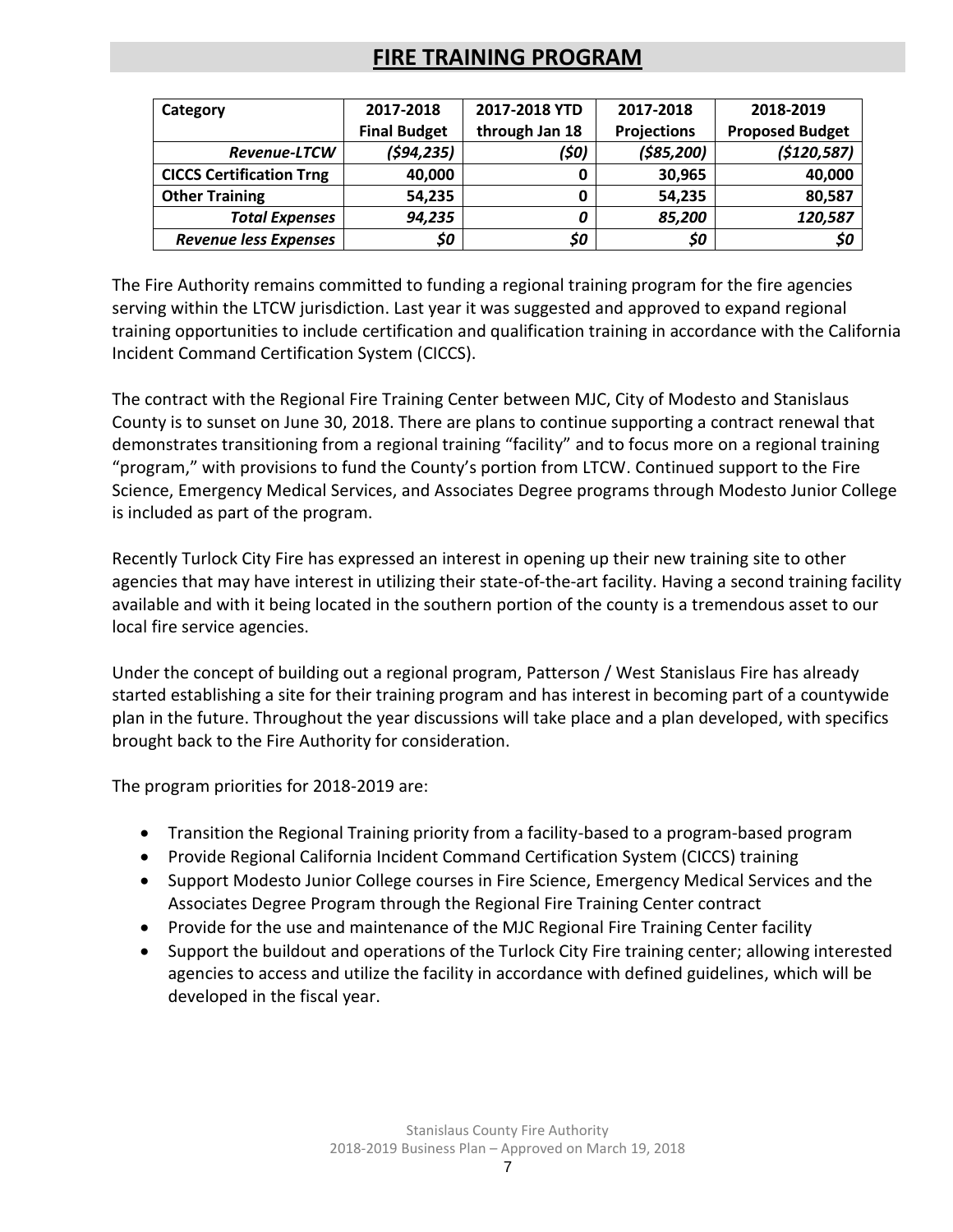# FIRE TRAINING PROGRAM

| Category | 2017-2018 Final Budget | 2017-2018 YTD through Jan 18 | 2017-2018 Projections | 2018-2019 Proposed Budget |
|---|---|---|---|---|
| ***Revenue-LTCW*** | ***($94,235)*** | ***($0)*** | ***($85,200)*** | ***($120,587)*** |
| **CICCS Certification Trng** | **40,000** | **0** | **30,965** | **40,000** |
| **Other Training** | **54,235** | **0** | **54,235** | **80,587** |
| ***Total Expenses*** | ***94,235*** | ***0*** | ***85,200*** | ***120,587*** |
| ***Revenue less Expenses*** | ***$0*** | ***$0*** | ***$0*** | ***$0*** |

The Fire Authority remains committed to funding a regional training program for the fire agencies serving within the LTCW jurisdiction. Last year it was suggested and approved to expand regional training opportunities to include certification and qualification training in accordance with the California Incident Command Certification System (CICCS).

The contract with the Regional Fire Training Center between MJC, City of Modesto and Stanislaus County is to sunset on June 30, 2018. There are plans to continue supporting a contract renewal that demonstrates transitioning from a regional training "facility" and to focus more on a regional training "program," with provisions to fund the County's portion from LTCW. Continued support to the Fire Science, Emergency Medical Services, and Associates Degree programs through Modesto Junior College is included as part of the program.

Recently Turlock City Fire has expressed an interest in opening up their new training site to other agencies that may have interest in utilizing their state-of-the-art facility. Having a second training facility available and with it being located in the southern portion of the county is a tremendous asset to our local fire service agencies.

Under the concept of building out a regional program, Patterson / West Stanislaus Fire has already started establishing a site for their training program and has interest in becoming part of a countywide plan in the future. Throughout the year discussions will take place and a plan developed, with specifics brought back to the Fire Authority for consideration.

The program priorities for 2018-2019 are:

- Transition the Regional Training priority from a facility-based to a program-based program
- Provide Regional California Incident Command Certification System (CICCS) training
- Support Modesto Junior College courses in Fire Science, Emergency Medical Services and the Associates Degree Program through the Regional Fire Training Center contract
- Provide for the use and maintenance of the MJC Regional Fire Training Center facility
- Support the buildout and operations of the Turlock City Fire training center; allowing interested agencies to access and utilize the facility in accordance with defined guidelines, which will be developed in the fiscal year.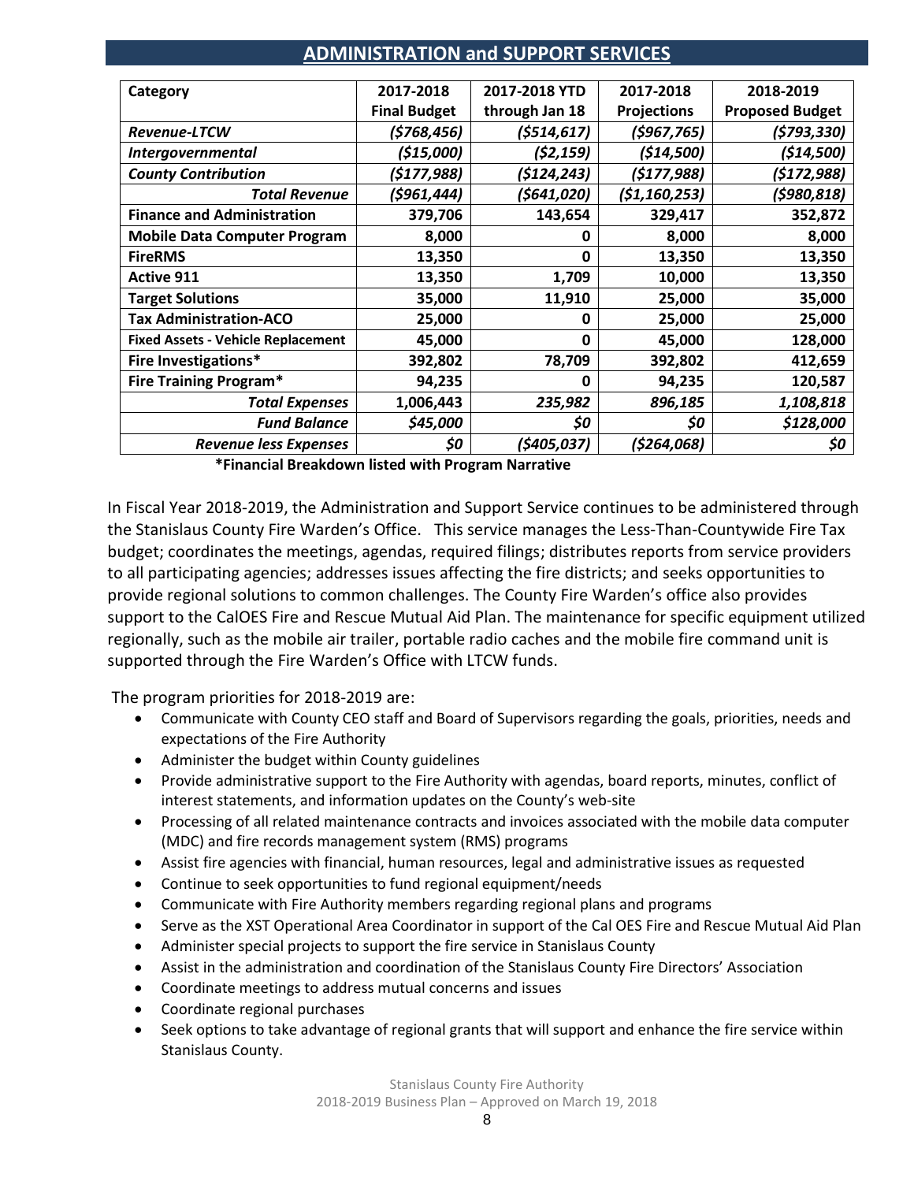## ADMINISTRATION and SUPPORT SERVICES

| Category | 2017-2018 Final Budget | 2017-2018 YTD through Jan 18 | 2017-2018 Projections | 2018-2019 Proposed Budget |
|---|---|---|---|---|
| ***Revenue-LTCW*** | ***($768,456)*** | ***($514,617)*** | ***($967,765)*** | ***($793,330)*** |
| ***Intergovernmental*** | ***($15,000)*** | ***($2,159)*** | ***($14,500)*** | ***($14,500)*** |
| ***County Contribution*** | ***($177,988)*** | ***($124,243)*** | ***($177,988)*** | ***($172,988)*** |
| ***Total Revenue*** | ***($961,444)*** | ***($641,020)*** | ***($1,160,253)*** | ***($980,818)*** |
| **Finance and Administration** | **379,706** | **143,654** | **329,417** | **352,872** |
| **Mobile Data Computer Program** | **8,000** | **0** | **8,000** | **8,000** |
| **FireRMS** | **13,350** | **0** | **13,350** | **13,350** |
| **Active 911** | **13,350** | **1,709** | **10,000** | **13,350** |
| **Target Solutions** | **35,000** | **11,910** | **25,000** | **35,000** |
| **Tax Administration-ACO** | **25,000** | **0** | **25,000** | **25,000** |
| **Fixed Assets - Vehicle Replacement** | **45,000** | **0** | **45,000** | **128,000** |
| **Fire Investigations*** | **392,802** | **78,709** | **392,802** | **412,659** |
| **Fire Training Program*** | **94,235** | **0** | **94,235** | **120,587** |
| ***Total Expenses*** | **1,006,443** | ***235,982*** | ***896,185*** | ***1,108,818*** |
| ***Fund Balance*** | ***$45,000*** | ***$0*** | ***$0*** | ***$128,000*** |
| ***Revenue less Expenses*** | ***$0*** | ***($405,037)*** | ***($264,068)*** | ***$0*** |

**\*Financial Breakdown listed with Program Narrative**

In Fiscal Year 2018-2019, the Administration and Support Service continues to be administered through the Stanislaus County Fire Warden's Office. This service manages the Less-Than-Countywide Fire Tax budget; coordinates the meetings, agendas, required filings; distributes reports from service providers to all participating agencies; addresses issues affecting the fire districts; and seeks opportunities to provide regional solutions to common challenges. The County Fire Warden's office also provides support to the CalOES Fire and Rescue Mutual Aid Plan. The maintenance for specific equipment utilized regionally, such as the mobile air trailer, portable radio caches and the mobile fire command unit is supported through the Fire Warden's Office with LTCW funds.

The program priorities for 2018-2019 are:

- Communicate with County CEO staff and Board of Supervisors regarding the goals, priorities, needs and expectations of the Fire Authority
- Administer the budget within County guidelines
- Provide administrative support to the Fire Authority with agendas, board reports, minutes, conflict of interest statements, and information updates on the County's web-site
- Processing of all related maintenance contracts and invoices associated with the mobile data computer (MDC) and fire records management system (RMS) programs
- Assist fire agencies with financial, human resources, legal and administrative issues as requested
- Continue to seek opportunities to fund regional equipment/needs
- Communicate with Fire Authority members regarding regional plans and programs
- Serve as the XST Operational Area Coordinator in support of the Cal OES Fire and Rescue Mutual Aid Plan
- Administer special projects to support the fire service in Stanislaus County
- Assist in the administration and coordination of the Stanislaus County Fire Directors' Association
- Coordinate meetings to address mutual concerns and issues
- Coordinate regional purchases
- Seek options to take advantage of regional grants that will support and enhance the fire service within Stanislaus County.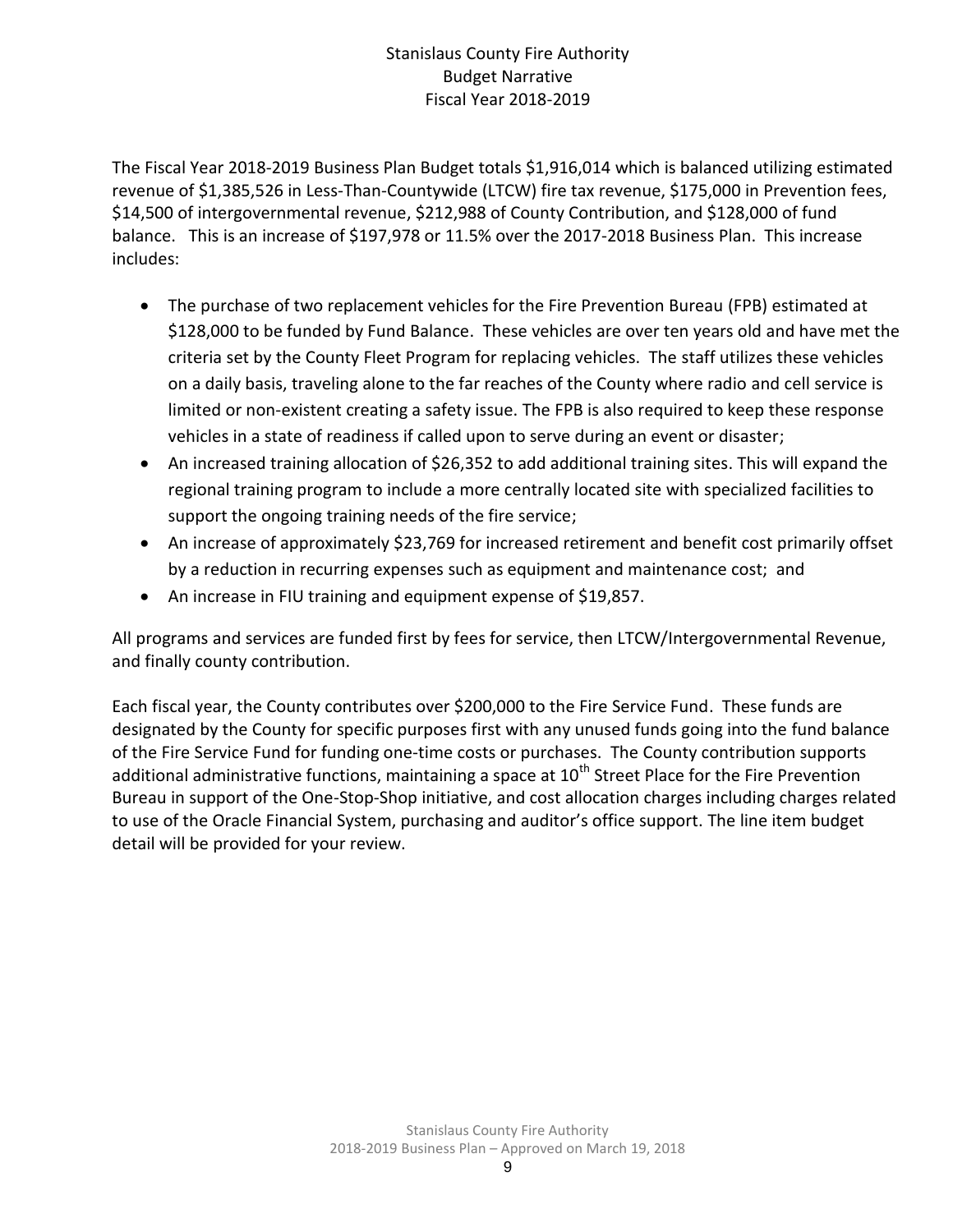# Stanislaus County Fire Authority
## Budget Narrative
### Fiscal Year 2018-2019

The Fiscal Year 2018-2019 Business Plan Budget totals $1,916,014 which is balanced utilizing estimated revenue of $1,385,526 in Less-Than-Countywide (LTCW) fire tax revenue, $175,000 in Prevention fees, $14,500 of intergovernmental revenue, $212,988 of County Contribution, and $128,000 of fund balance. This is an increase of $197,978 or 11.5% over the 2017-2018 Business Plan. This increase includes:

- The purchase of two replacement vehicles for the Fire Prevention Bureau (FPB) estimated at $128,000 to be funded by Fund Balance. These vehicles are over ten years old and have met the criteria set by the County Fleet Program for replacing vehicles. The staff utilizes these vehicles on a daily basis, traveling alone to the far reaches of the County where radio and cell service is limited or non-existent creating a safety issue. The FPB is also required to keep these response vehicles in a state of readiness if called upon to serve during an event or disaster;
- An increased training allocation of $26,352 to add additional training sites. This will expand the regional training program to include a more centrally located site with specialized facilities to support the ongoing training needs of the fire service;
- An increase of approximately $23,769 for increased retirement and benefit cost primarily offset by a reduction in recurring expenses such as equipment and maintenance cost; and
- An increase in FIU training and equipment expense of $19,857.

All programs and services are funded first by fees for service, then LTCW/Intergovernmental Revenue, and finally county contribution.

Each fiscal year, the County contributes over $200,000 to the Fire Service Fund. These funds are designated by the County for specific purposes first with any unused funds going into the fund balance of the Fire Service Fund for funding one-time costs or purchases. The County contribution supports additional administrative functions, maintaining a space at 10th Street Place for the Fire Prevention Bureau in support of the One-Stop-Shop initiative, and cost allocation charges including charges related to use of the Oracle Financial System, purchasing and auditor's office support. The line item budget detail will be provided for your review.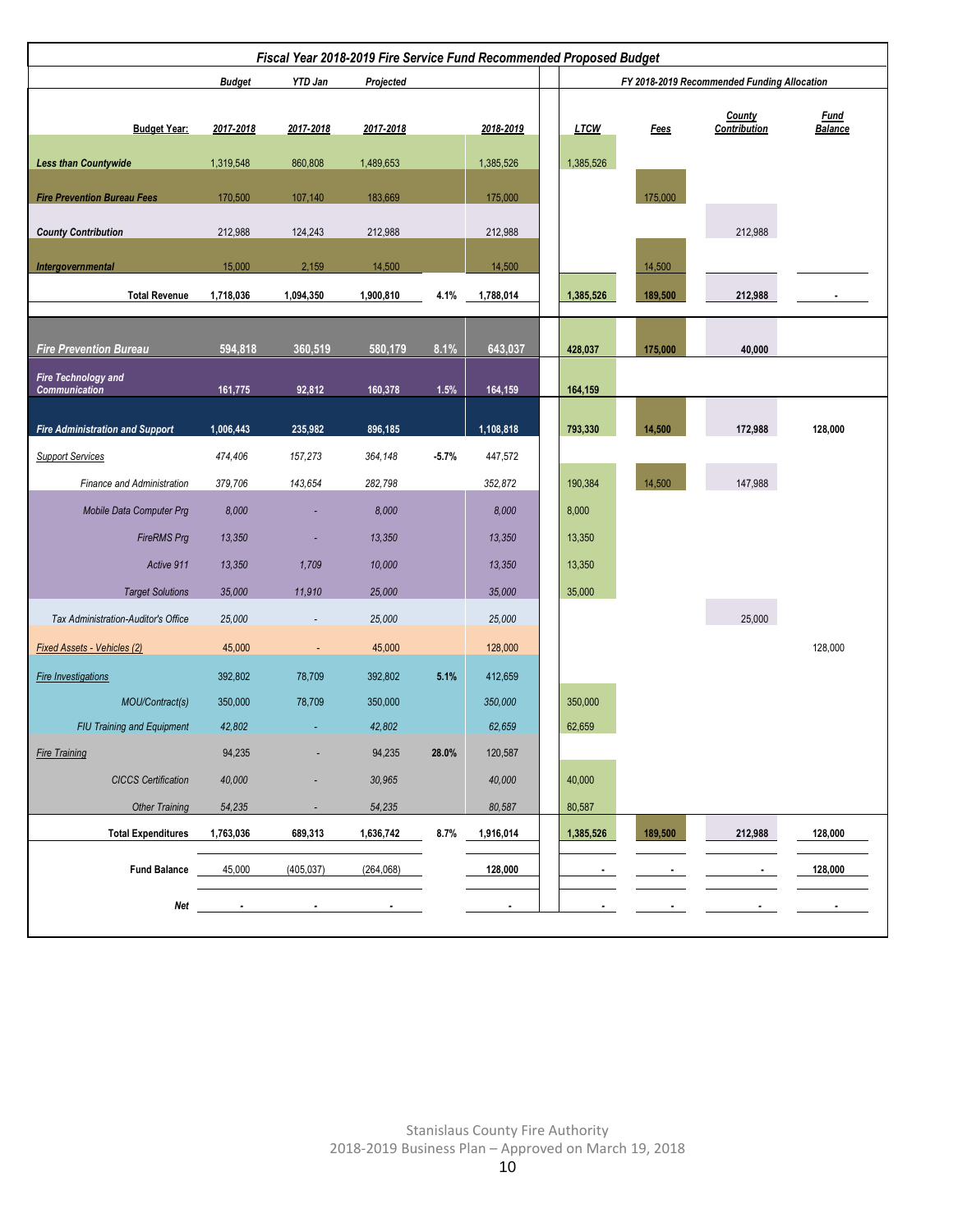## Fiscal Year 2018-2019 Fire Service Fund Recommended Proposed Budget

| | Budget | YTD Jan | Projected | | | FY 2018-2019 Recommended Funding Allocation | | | |
|---|---|---|---|---|---|---|---|---|---|
| **Budget Year:** | 2017-2018 | 2017-2018 | 2017-2018 | | 2018-2019 | LTCW | Fees | County Contribution | Fund Balance |
| **Less than Countywide** | 1,319,548 | 860,808 | 1,489,653 | | 1,385,526 | 1,385,526 | | | |
| **Fire Prevention Bureau Fees** | 170,500 | 107,140 | 183,669 | | 175,000 | | 175,000 | | |
| **County Contribution** | 212,988 | 124,243 | 212,988 | | 212,988 | | | 212,988 | |
| **Intergovernmental** | 15,000 | 2,159 | 14,500 | | 14,500 | | 14,500 | | |
| **Total Revenue** | **1,718,036** | **1,094,350** | **1,900,810** | **4.1%** | **1,788,014** | **1,385,526** | **189,500** | **212,988** | **-** |
| **Fire Prevention Bureau** | **594,818** | **360,519** | **580,179** | **8.1%** | **643,037** | **428,037** | **175,000** | **40,000** | |
| **Fire Technology and Communication** | **161,775** | **92,812** | **160,378** | **1.5%** | **164,159** | **164,159** | | | |
| **Fire Administration and Support** | **1,006,443** | **235,982** | **896,185** | | **1,108,818** | **793,330** | **14,500** | **172,988** | **128,000** |
| Support Services | 474,406 | 157,273 | 364,148 | -5.7% | 447,572 | | | | |
| Finance and Administration | 379,706 | 143,654 | 282,798 | | 352,872 | 190,384 | 14,500 | 147,988 | |
| Mobile Data Computer Prg | 8,000 | - | 8,000 | | 8,000 | 8,000 | | | |
| FireRMS Prg | 13,350 | - | 13,350 | | 13,350 | 13,350 | | | |
| Active 911 | 13,350 | 1,709 | 10,000 | | 13,350 | 13,350 | | | |
| Target Solutions | 35,000 | 11,910 | 25,000 | | 35,000 | 35,000 | | | |
| Tax Administration-Auditor's Office | 25,000 | - | 25,000 | | 25,000 | | | 25,000 | |
| Fixed Assets - Vehicles (2) | 45,000 | - | 45,000 | | 128,000 | | | | 128,000 |
| Fire Investigations | 392,802 | 78,709 | 392,802 | 5.1% | 412,659 | | | | |
| MOU/Contract(s) | 350,000 | 78,709 | 350,000 | | 350,000 | 350,000 | | | |
| FIU Training and Equipment | 42,802 | - | 42,802 | | 62,659 | 62,659 | | | |
| Fire Training | 94,235 | - | 94,235 | 28.0% | 120,587 | | | | |
| CICCS Certification | 40,000 | - | 30,965 | | 40,000 | 40,000 | | | |
| Other Training | 54,235 | - | 54,235 | | 80,587 | 80,587 | | | |
| **Total Expenditures** | **1,763,036** | **689,313** | **1,636,742** | **8.7%** | **1,916,014** | **1,385,526** | **189,500** | **212,988** | **128,000** |
| **Fund Balance** | 45,000 | (405,037) | (264,068) | | **128,000** | - | - | - | **128,000** |
| ***Net*** | - | - | - | | - | - | - | - | - |

Stanislaus County Fire Authority
2018-2019 Business Plan – Approved on March 19, 2018